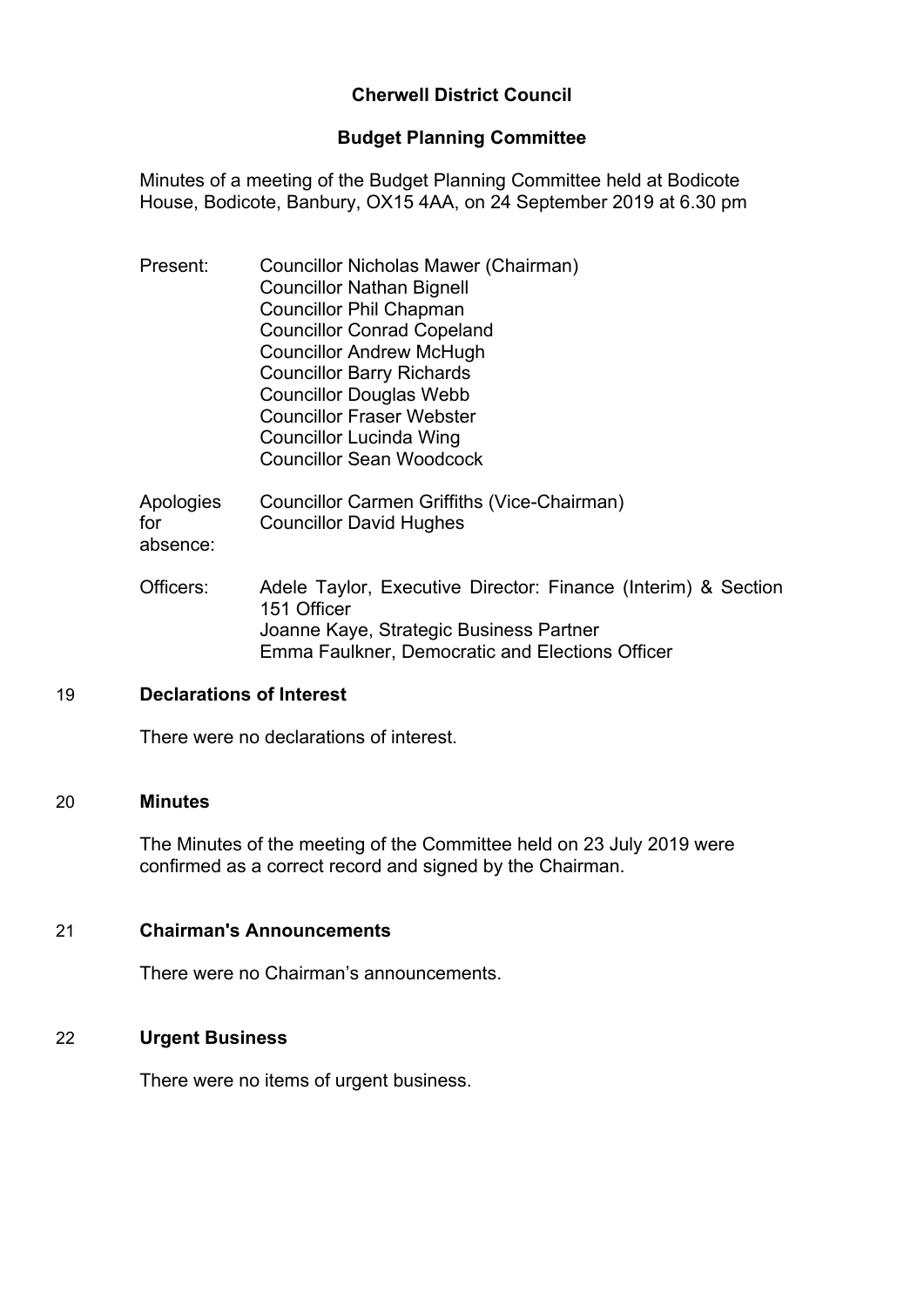# Cherwell District Council

## Budget Planning Committee

Minutes of a meeting of the Budget Planning Committee held at Bodicote House, Bodicote, Banbury, OX15 4AA, on 24 September 2019 at 6.30 pm

Present: Councillor Nicholas Mawer (Chairman)
Councillor Nathan Bignell
Councillor Phil Chapman
Councillor Conrad Copeland
Councillor Andrew McHugh
Councillor Barry Richards
Councillor Douglas Webb
Councillor Fraser Webster
Councillor Lucinda Wing
Councillor Sean Woodcock

Apologies for absence: Councillor Carmen Griffiths (Vice-Chairman)
Councillor David Hughes

Officers: Adele Taylor, Executive Director: Finance (Interim) & Section 151 Officer
Joanne Kaye, Strategic Business Partner
Emma Faulkner, Democratic and Elections Officer

### 19 Declarations of Interest

There were no declarations of interest.

### 20 Minutes

The Minutes of the meeting of the Committee held on 23 July 2019 were confirmed as a correct record and signed by the Chairman.

### 21 Chairman's Announcements

There were no Chairman's announcements.

### 22 Urgent Business

There were no items of urgent business.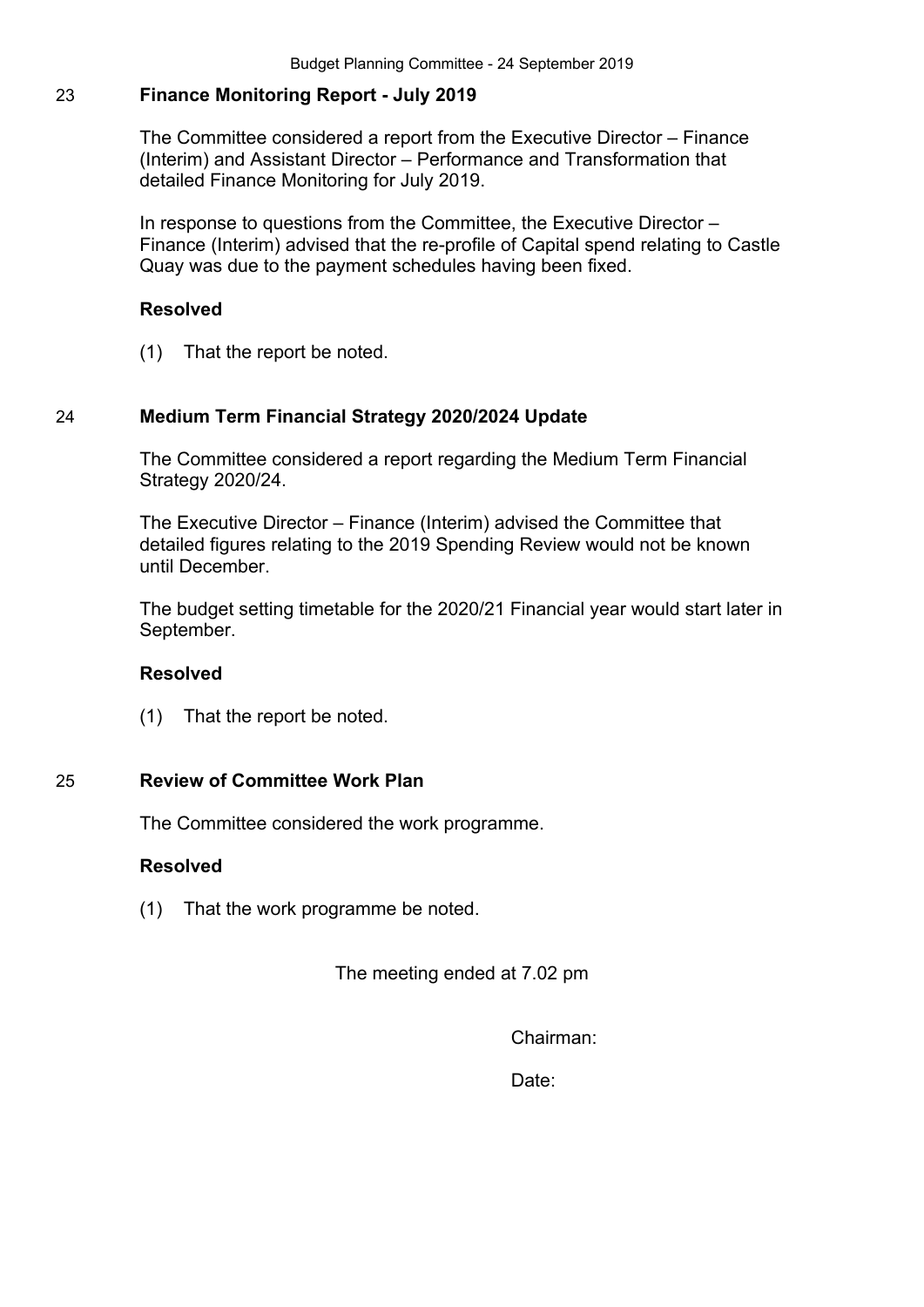## 23 Finance Monitoring Report - July 2019

The Committee considered a report from the Executive Director – Finance (Interim) and Assistant Director – Performance and Transformation that detailed Finance Monitoring for July 2019.

In response to questions from the Committee, the Executive Director – Finance (Interim) advised that the re-profile of Capital spend relating to Castle Quay was due to the payment schedules having been fixed.

**Resolved**

(1) That the report be noted.

## 24 Medium Term Financial Strategy 2020/2024 Update

The Committee considered a report regarding the Medium Term Financial Strategy 2020/24.

The Executive Director – Finance (Interim) advised the Committee that detailed figures relating to the 2019 Spending Review would not be known until December.

The budget setting timetable for the 2020/21 Financial year would start later in September.

**Resolved**

(1) That the report be noted.

## 25 Review of Committee Work Plan

The Committee considered the work programme.

**Resolved**

(1) That the work programme be noted.

The meeting ended at 7.02 pm

Chairman:

Date: